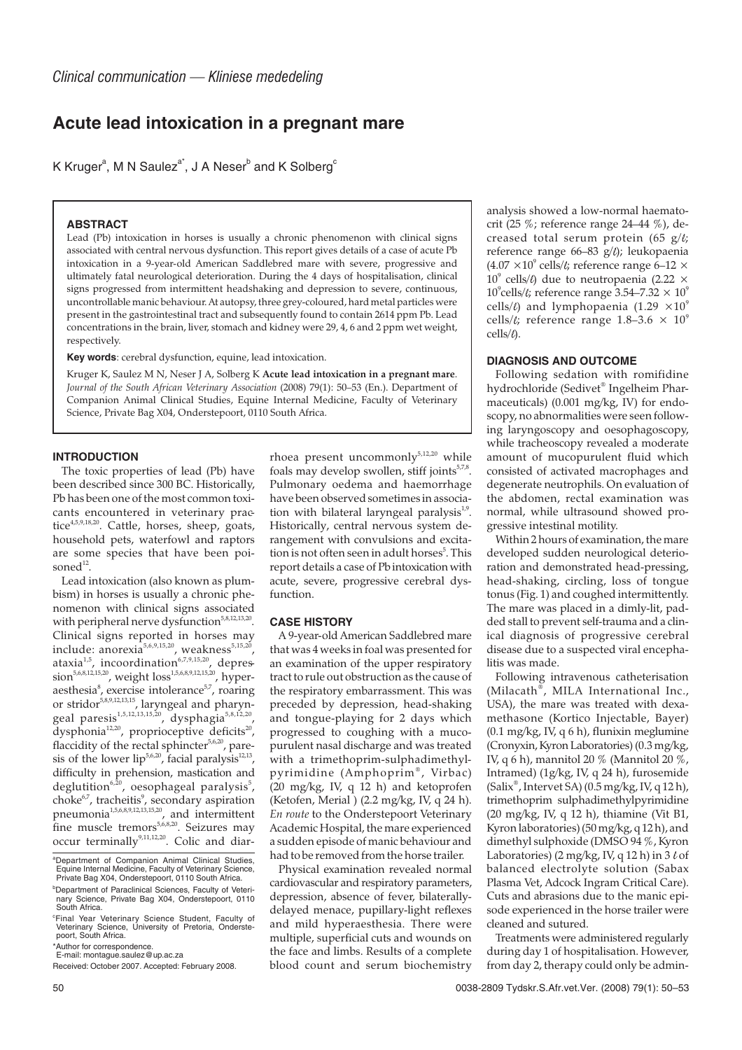*Clinical communication — Kliniese mededeling*

# Acute lead intoxication in a pregnant mare

K Kruger[a], M N Saulez[a*], J A Neser[b] and K Solberg[c]

## ABSTRACT

Lead (Pb) intoxication in horses is usually a chronic phenomenon with clinical signs associated with central nervous dysfunction. This report gives details of a case of acute Pb intoxication in a 9-year-old American Saddlebred mare with severe, progressive and ultimately fatal neurological deterioration. During the 4 days of hospitalisation, clinical signs progressed from intermittent headshaking and depression to severe, continuous, uncontrollable manic behaviour. At autopsy, three grey-coloured, hard metal particles were present in the gastrointestinal tract and subsequently found to contain 2614 ppm Pb. Lead concentrations in the brain, liver, stomach and kidney were 29, 4, 6 and 2 ppm wet weight, respectively.

**Key words**: cerebral dysfunction, equine, lead intoxication.

Kruger K, Saulez M N, Neser J A, Solberg K **Acute lead intoxication in a pregnant mare**. *Journal of the South African Veterinary Association* (2008) 79(1): 50–53 (En.). Department of Companion Animal Clinical Studies, Equine Internal Medicine, Faculty of Veterinary Science, Private Bag X04, Onderstepoort, 0110 South Africa.

## INTRODUCTION

The toxic properties of lead (Pb) have been described since 300 BC. Historically, Pb has been one of the most common toxicants encountered in veterinary practice[4,5,9,18,20]. Cattle, horses, sheep, goats, household pets, waterfowl and raptors are some species that have been poisoned[12].

Lead intoxication (also known as plumbism) in horses is usually a chronic phenomenon with clinical signs associated with peripheral nerve dysfunction[5,8,12,13,20]. Clinical signs reported in horses may include: anorexia[5,6,9,15,20], weakness[5,15,20], ataxia[1,5], incoordination[6,7,9,15,20], depression[5,6,8,12,15,20], weight loss[1,5,6,8,9,12,15,20], hyperaesthesia[8], exercise intolerance[5,7], roaring or stridor[5,8,9,12,13,15], laryngeal and pharyngeal paresis[1,5,12,13,15,20], dysphagia[5,8,12,20], dysphonia[12,20], proprioceptive deficits[20], flaccidity of the rectal sphincter[5,6,20], paresis of the lower lip[5,6,20], facial paralysis[12,13], difficulty in prehension, mastication and deglutition[6,20], oesophageal paralysis[5], choke[6,7], tracheitis[9], secondary aspiration pneumonia[1,5,6,8,9,12,13,15,20], and intermittent fine muscle tremors[5,6,8,20]. Seizures may occur terminally[9,11,12,20]. Colic and diarrhoea present uncommonly[5,12,20] while foals may develop swollen, stiff joints[5,7,8]. Pulmonary oedema and haemorrhage have been observed sometimes in association with bilateral laryngeal paralysis[1,9]. Historically, central nervous system derangement with convulsions and excitation is not often seen in adult horses[5]. This report details a case of Pb intoxication with acute, severe, progressive cerebral dysfunction.

## CASE HISTORY

A 9-year-old American Saddlebred mare that was 4 weeks in foal was presented for an examination of the upper respiratory tract to rule out obstruction as the cause of the respiratory embarrassment. This was preceded by depression, head-shaking and tongue-playing for 2 days which progressed to coughing with a mucopurulent nasal discharge and was treated with a trimethoprim-sulphadimethylpyrimidine (Amphoprim®, Virbac) (20 mg/kg, IV, q 12 h) and ketoprofen (Ketofen, Merial ) (2.2 mg/kg, IV, q 24 h). *En route* to the Onderstepoort Veterinary Academic Hospital, the mare experienced a sudden episode of manic behaviour and had to be removed from the horse trailer.

Physical examination revealed normal cardiovascular and respiratory parameters, depression, absence of fever, bilaterally-delayed menace, pupillary-light reflexes and mild hyperaesthesia. There were multiple, superficial cuts and wounds on the face and limbs. Results of a complete blood count and serum biochemistry analysis showed a low-normal haematocrit (25 %; reference range 24–44 %), decreased total serum protein (65 g/ℓ; reference range 66–83 g/ℓ); leukopaenia ($4.07 \times 10^9$ cells/ℓ; reference range 6–12 $\times 10^9$ cells/ℓ) due to neutropaenia ($2.22 \times 10^9$ cells/ℓ; reference range 3.54–7.32 $\times 10^9$ cells/ℓ) and lymphopaenia ($1.29 \times 10^9$ cells/ℓ; reference range 1.8–3.6 $\times 10^9$ cells/ℓ).

## DIAGNOSIS AND OUTCOME

Following sedation with romifidine hydrochloride (Sedivet® Ingelheim Pharmaceuticals) (0.001 mg/kg, IV) for endoscopy, no abnormalities were seen following laryngoscopy and oesophagoscopy, while tracheoscopy revealed a moderate amount of mucopurulent fluid which consisted of activated macrophages and degenerate neutrophils. On evaluation of the abdomen, rectal examination was normal, while ultrasound showed progressive intestinal motility.

Within 2 hours of examination, the mare developed sudden neurological deterioration and demonstrated head-pressing, head-shaking, circling, loss of tongue tonus (Fig. 1) and coughed intermittently. The mare was placed in a dimly-lit, padded stall to prevent self-trauma and a clinical diagnosis of progressive cerebral disease due to a suspected viral encephalitis was made.

Following intravenous catheterisation (Milacath®, MILA International Inc., USA), the mare was treated with dexamethasone (Kortico Injectable, Bayer) (0.1 mg/kg, IV, q 6 h), flunixin meglumine (Cronyxin, Kyron Laboratories) (0.3 mg/kg, IV, q 6 h), mannitol 20 % (Mannitol 20 %, Intramed) (1g/kg, IV, q 24 h), furosemide (Salix®, Intervet SA) (0.5 mg/kg, IV, q 12 h), trimethoprim sulphadimethylpyrimidine (20 mg/kg, IV, q 12 h), thiamine (Vit B1, Kyron laboratories) (50 mg/kg, q 12 h), and dimethyl sulphoxide (DMSO 94 %, Kyron Laboratories) (2 mg/kg, IV, q 12 h) in 3 ℓ of balanced electrolyte solution (Sabax Plasma Vet, Adcock Ingram Critical Care). Cuts and abrasions due to the manic episode experienced in the horse trailer were cleaned and sutured.

Treatments were administered regularly during day 1 of hospitalisation. However, from day 2, therapy could only be admin-

---

[a]Department of Companion Animal Clinical Studies, Equine Internal Medicine, Faculty of Veterinary Science, Private Bag X04, Onderstepoort, 0110 South Africa.

[b]Department of Paraclinical Sciences, Faculty of Veterinary Science, Private Bag X04, Onderstepoort, 0110 South Africa.

[c]Final Year Veterinary Science Student, Faculty of Veterinary Science, University of Pretoria, Onderstepoort, South Africa.

*Author for correspondence.
E-mail: montague.saulez@up.ac.za

Received: October 2007. Accepted: February 2008.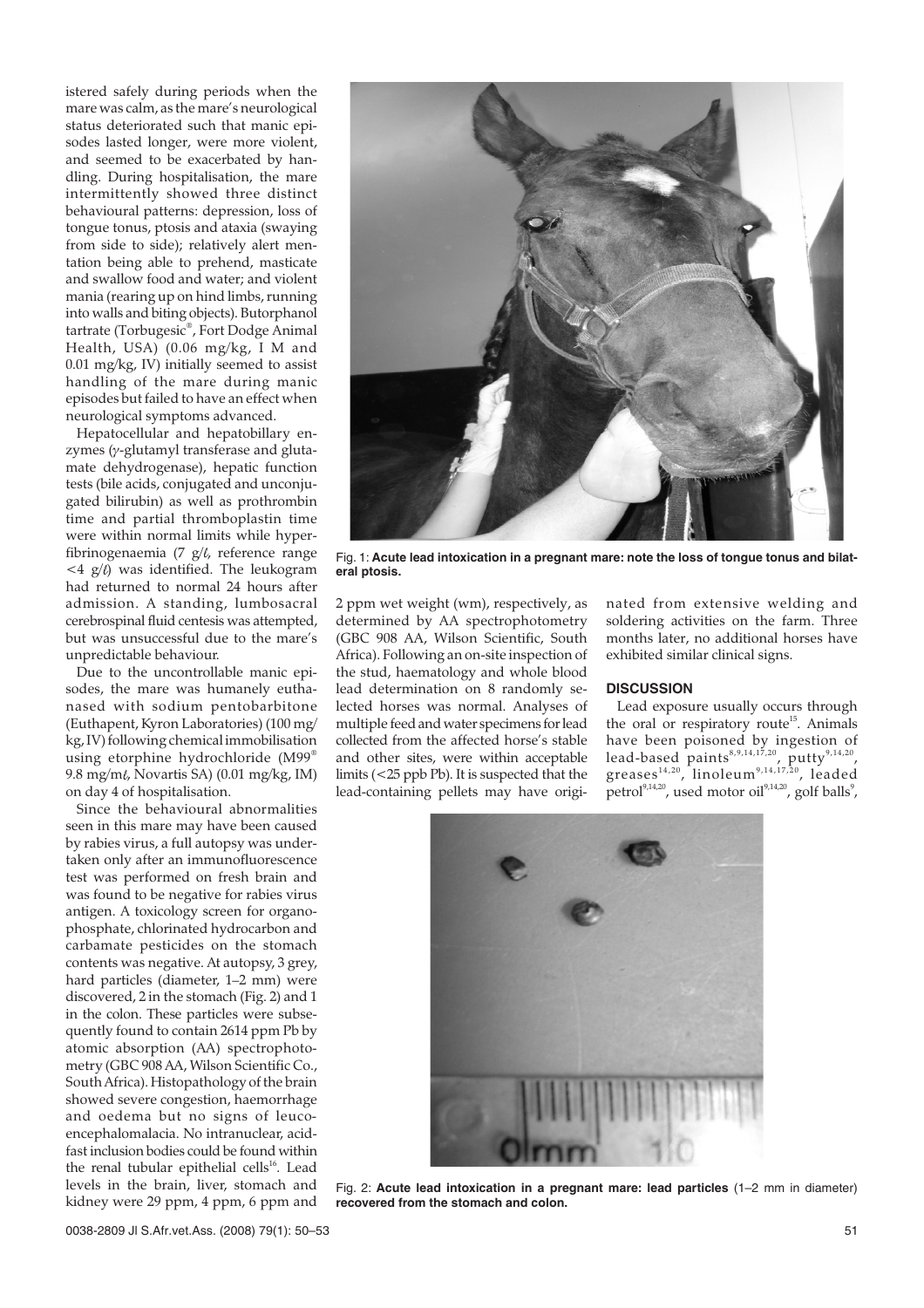istered safely during periods when the mare was calm, as the mare's neurological status deteriorated such that manic episodes lasted longer, were more violent, and seemed to be exacerbated by handling. During hospitalisation, the mare intermittently showed three distinct behavioural patterns: depression, loss of tongue tonus, ptosis and ataxia (swaying from side to side); relatively alert mentation being able to prehend, masticate and swallow food and water; and violent mania (rearing up on hind limbs, running into walls and biting objects). Butorphanol tartrate (Torbugesic®, Fort Dodge Animal Health, USA) (0.06 mg/kg, I M and 0.01 mg/kg, IV) initially seemed to assist handling of the mare during manic episodes but failed to have an effect when neurological symptoms advanced.

Hepatocellular and hepatobillary enzymes ($\gamma$-glutamyl transferase and glutamate dehydrogenase), hepatic function tests (bile acids, conjugated and unconjugated bilirubin) as well as prothrombin time and partial thromboplastin time were within normal limits while hyperfibrinogenaemia (7 g/ℓ, reference range <4 g/ℓ) was identified. The leukogram had returned to normal 24 hours after admission. A standing, lumbosacral cerebrospinal fluid centesis was attempted, but was unsuccessful due to the mare's unpredictable behaviour.

Due to the uncontrollable manic episodes, the mare was humanely euthanased with sodium pentobarbitone (Euthapent, Kyron Laboratories) (100 mg/kg, IV) following chemical immobilisation using etorphine hydrochloride (M99® 9.8 mg/mℓ, Novartis SA) (0.01 mg/kg, IM) on day 4 of hospitalisation.

Since the behavioural abnormalities seen in this mare may have been caused by rabies virus, a full autopsy was undertaken only after an immunofluorescence test was performed on fresh brain and was found to be negative for rabies virus antigen. A toxicology screen for organophosphate, chlorinated hydrocarbon and carbamate pesticides on the stomach contents was negative. At autopsy, 3 grey, hard particles (diameter, 1–2 mm) were discovered, 2 in the stomach (Fig. 2) and 1 in the colon. These particles were subsequently found to contain 2614 ppm Pb by atomic absorption (AA) spectrophotometry (GBC 908 AA, Wilson Scientific Co., South Africa). Histopathology of the brain showed severe congestion, haemorrhage and oedema but no signs of leucoencephalomalacia. No intranuclear, acid-fast inclusion bodies could be found within the renal tubular epithelial cells[16]. Lead levels in the brain, liver, stomach and kidney were 29 ppm, 4 ppm, 6 ppm and 2 ppm wet weight (wm), respectively, as determined by AA spectrophotometry (GBC 908 AA, Wilson Scientific, South Africa). Following an on-site inspection of the stud, haematology and whole blood lead determination on 8 randomly selected horses was normal. Analyses of multiple feed and water specimens for lead collected from the affected horse's stable and other sites, were within acceptable limits (<25 ppb Pb). It is suspected that the lead-containing pellets may have originated from extensive welding and soldering activities on the farm. Three months later, no additional horses have exhibited similar clinical signs.

Fig. 1: **Acute lead intoxication in a pregnant mare: note the loss of tongue tonus and bilateral ptosis.**

## DISCUSSION

Lead exposure usually occurs through the oral or respiratory route[15]. Animals have been poisoned by ingestion of lead-based paints[8,9,14,17,20], putty[9,14,20], greases[14,20], linoleum[9,14,17,20], leaded petrol[9,14,20], used motor oil[9,14,20], golf balls[9],

Fig. 2: **Acute lead intoxication in a pregnant mare: lead particles** (1–2 mm in diameter) **recovered from the stomach and colon.**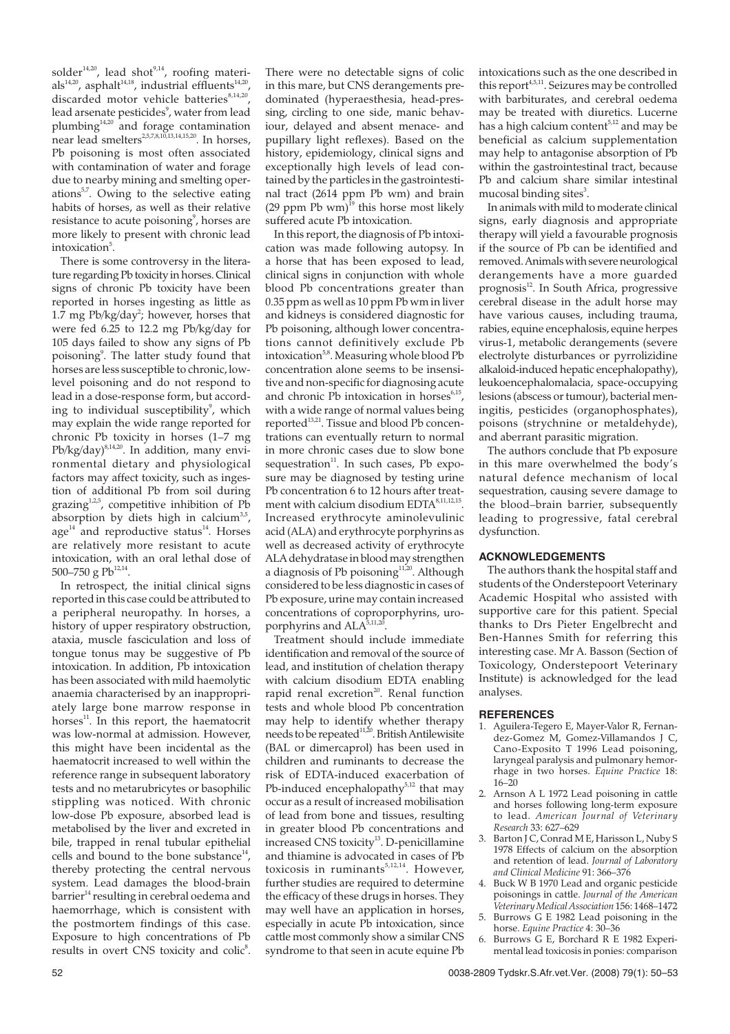solder[14,20], lead shot[9,14], roofing materials[14,20], asphalt[14,18], industrial effluents[14,20], discarded motor vehicle batteries[8,14,20], lead arsenate pesticides[9], water from lead plumbing[14,20] and forage contamination near lead smelters[2,5,7,8,10,13,14,15,20]. In horses, Pb poisoning is most often associated with contamination of water and forage due to nearby mining and smelting operations[5,7]. Owing to the selective eating habits of horses, as well as their relative resistance to acute poisoning[9], horses are more likely to present with chronic lead intoxication[5].

There is some controversy in the literature regarding Pb toxicity in horses. Clinical signs of chronic Pb toxicity have been reported in horses ingesting as little as 1.7 mg Pb/kg/day[2]; however, horses that were fed 6.25 to 12.2 mg Pb/kg/day for 105 days failed to show any signs of Pb poisoning[9]. The latter study found that horses are less susceptible to chronic, low-level poisoning and do not respond to lead in a dose-response form, but according to individual susceptibility[9], which may explain the wide range reported for chronic Pb toxicity in horses (1–7 mg Pb/kg/day)[8,14,20]. In addition, many environmental dietary and physiological factors may affect toxicity, such as ingestion of additional Pb from soil during grazing[1,2,5], competitive inhibition of Pb absorption by diets high in calcium[3,5], age[14] and reproductive status[14]. Horses are relatively more resistant to acute intoxication, with an oral lethal dose of 500–750 g Pb[12,14].

In retrospect, the initial clinical signs reported in this case could be attributed to a peripheral neuropathy. In horses, a history of upper respiratory obstruction, ataxia, muscle fasciculation and loss of tongue tonus may be suggestive of Pb intoxication. In addition, Pb intoxication has been associated with mild haemolytic anaemia characterised by an inappropriately large bone marrow response in horses[11]. In this report, the haematocrit was low-normal at admission. However, this might have been incidental as the haematocrit increased to well within the reference range in subsequent laboratory tests and no metarubricytes or basophilic stippling was noticed. With chronic low-dose Pb exposure, absorbed lead is metabolised by the liver and excreted in bile, trapped in renal tubular epithelial cells and bound to the bone substance[14], thereby protecting the central nervous system. Lead damages the blood-brain barrier[14] resulting in cerebral oedema and haemorrhage, which is consistent with the postmortem findings of this case. Exposure to high concentrations of Pb results in overt CNS toxicity and colic[8].

There were no detectable signs of colic in this mare, but CNS derangements predominated (hyperaesthesia, head-pressing, circling to one side, manic behaviour, delayed and absent menace- and pupillary light reflexes). Based on the history, epidemiology, clinical signs and exceptionally high levels of lead contained by the particles in the gastrointestinal tract (2614 ppm Pb wm) and brain (29 ppm Pb wm)[19] this horse most likely suffered acute Pb intoxication.

In this report, the diagnosis of Pb intoxication was made following autopsy. In a horse that has been exposed to lead, clinical signs in conjunction with whole blood Pb concentrations greater than 0.35 ppm as well as 10 ppm Pb wm in liver and kidneys is considered diagnostic for Pb poisoning, although lower concentrations cannot definitively exclude Pb intoxication[5,8]. Measuring whole blood Pb concentration alone seems to be insensitive and non-specific for diagnosing acute and chronic Pb intoxication in horses[6,15], with a wide range of normal values being reported[13,21]. Tissue and blood Pb concentrations can eventually return to normal in more chronic cases due to slow bone sequestration[11]. In such cases, Pb exposure may be diagnosed by testing urine Pb concentration 6 to 12 hours after treatment with calcium disodium EDTA[8,11,12,15]. Increased erythrocyte aminolevulinic acid (ALA) and erythrocyte porphyrins as well as decreased activity of erythrocyte ALA dehydratase in blood may strengthen a diagnosis of Pb poisoning[11,20]. Although considered to be less diagnostic in cases of Pb exposure, urine may contain increased concentrations of coproporphyrins, uroporphyrins and ALA[5,11,20].

Treatment should include immediate identification and removal of the source of lead, and institution of chelation therapy with calcium disodium EDTA enabling rapid renal excretion[20]. Renal function tests and whole blood Pb concentration may help to identify whether therapy needs to be repeated[11,20]. British Antilewisite (BAL or dimercaprol) has been used in children and ruminants to decrease the risk of EDTA-induced exacerbation of Pb-induced encephalopathy[5,12] that may occur as a result of increased mobilisation of lead from bone and tissues, resulting in greater blood Pb concentrations and increased CNS toxicity[13]. D-penicillamine and thiamine is advocated in cases of Pb toxicosis in ruminants[5,12,14]. However, further studies are required to determine the efficacy of these drugs in horses. They may well have an application in horses, especially in acute Pb intoxication, since cattle most commonly show a similar CNS syndrome to that seen in acute equine Pb intoxications such as the one described in this report[4,5,11]. Seizures may be controlled with barbiturates, and cerebral oedema may be treated with diuretics. Lucerne has a high calcium content[5,12] and may be beneficial as calcium supplementation may help to antagonise absorption of Pb within the gastrointestinal tract, because Pb and calcium share similar intestinal mucosal binding sites[3].

In animals with mild to moderate clinical signs, early diagnosis and appropriate therapy will yield a favourable prognosis if the source of Pb can be identified and removed. Animals with severe neurological derangements have a more guarded prognosis[12]. In South Africa, progressive cerebral disease in the adult horse may have various causes, including trauma, rabies, equine encephalosis, equine herpes virus-1, metabolic derangements (severe electrolyte disturbances or pyrrolizidine alkaloid-induced hepatic encephalopathy), leukoencephalomalacia, space-occupying lesions (abscess or tumour), bacterial meningitis, pesticides (organophosphates), poisons (strychnine or metaldehyde), and aberrant parasitic migration.

The authors conclude that Pb exposure in this mare overwhelmed the body's natural defence mechanism of local sequestration, causing severe damage to the blood–brain barrier, subsequently leading to progressive, fatal cerebral dysfunction.

## ACKNOWLEDGEMENTS

The authors thank the hospital staff and students of the Onderstepoort Veterinary Academic Hospital who assisted with supportive care for this patient. Special thanks to Drs Pieter Engelbrecht and Ben-Hannes Smith for referring this interesting case. Mr A. Basson (Section of Toxicology, Onderstepoort Veterinary Institute) is acknowledged for the lead analyses.

## REFERENCES

1. Aguilera-Tegero E, Mayer-Valor R, Fernandez-Gomez M, Gomez-Villamandos J C, Cano-Exposito T 1996 Lead poisoning, laryngeal paralysis and pulmonary hemorrhage in two horses. *Equine Practice* 18: 16–20
2. Arnson A L 1972 Lead poisoning in cattle and horses following long-term exposure to lead. *American Journal of Veterinary Research* 33: 627–629
3. Barton J C, Conrad M E, Harisson L, Nuby S 1978 Effects of calcium on the absorption and retention of lead. *Journal of Laboratory and Clinical Medicine* 91: 366–376
4. Buck W B 1970 Lead and organic pesticide poisonings in cattle. *Journal of the American Veterinary Medical Association* 156: 1468–1472
5. Burrows G E 1982 Lead poisoning in the horse. *Equine Practice* 4: 30–36
6. Burrows G E, Borchard R E 1982 Experimental lead toxicosis in ponies: comparison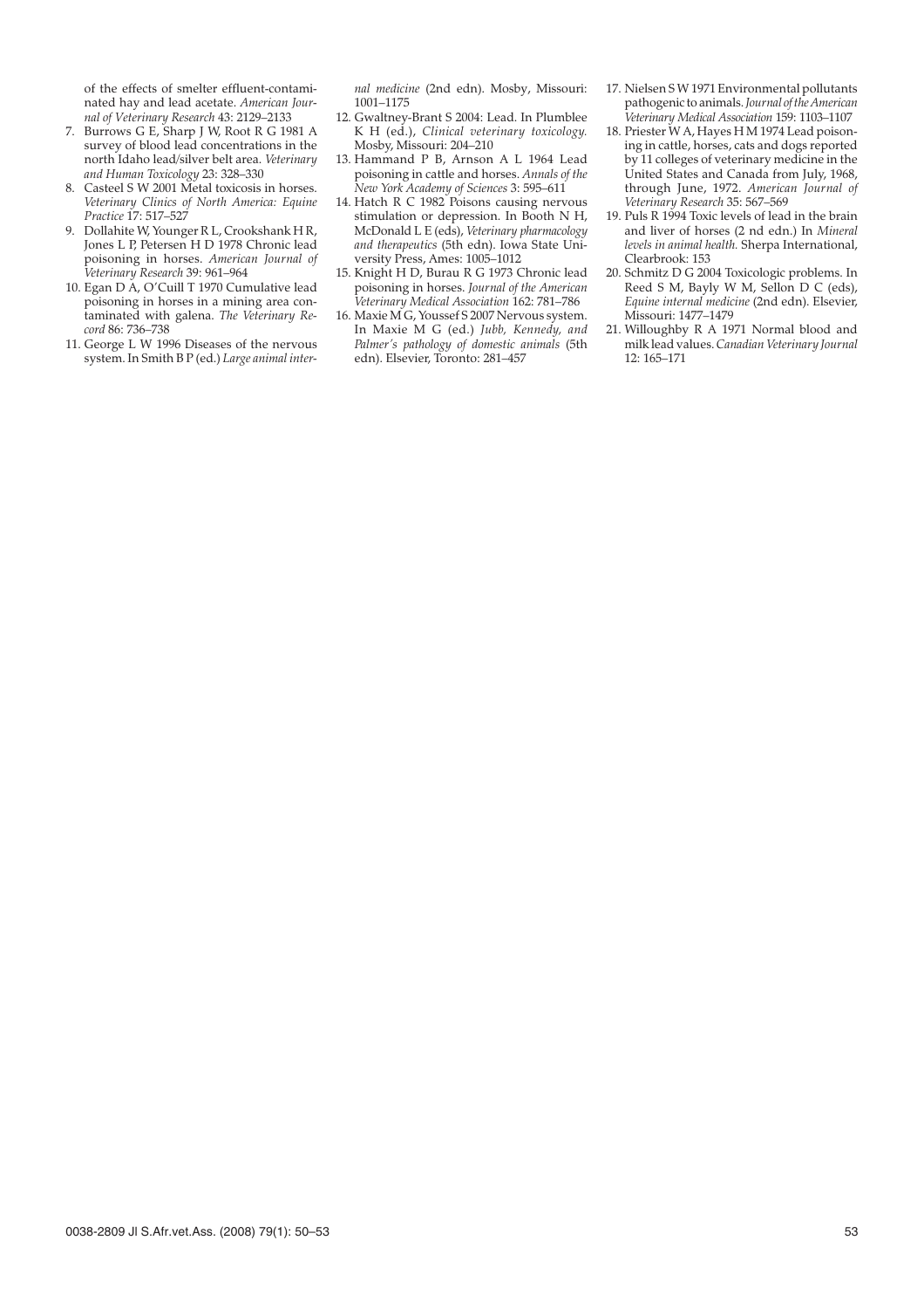of the effects of smelter effluent-contaminated hay and lead acetate. *American Journal of Veterinary Research* 43: 2129–2133

7. Burrows G E, Sharp J W, Root R G 1981 A survey of blood lead concentrations in the north Idaho lead/silver belt area. *Veterinary and Human Toxicology* 23: 328–330
8. Casteel S W 2001 Metal toxicosis in horses. *Veterinary Clinics of North America: Equine Practice* 17: 517–527
9. Dollahite W, Younger R L, Crookshank H R, Jones L P, Petersen H D 1978 Chronic lead poisoning in horses. *American Journal of Veterinary Research* 39: 961–964
10. Egan D A, O'Cuill T 1970 Cumulative lead poisoning in horses in a mining area contaminated with galena. *The Veterinary Record* 86: 736–738
11. George L W 1996 Diseases of the nervous system. In Smith B P (ed.) *Large animal internal medicine* (2nd edn). Mosby, Missouri: 1001–1175
12. Gwaltney-Brant S 2004: Lead. In Plumblee K H (ed.), *Clinical veterinary toxicology.* Mosby, Missouri: 204–210
13. Hammand P B, Arnson A L 1964 Lead poisoning in cattle and horses. *Annals of the New York Academy of Sciences* 3: 595–611
14. Hatch R C 1982 Poisons causing nervous stimulation or depression. In Booth N H, McDonald L E (eds), *Veterinary pharmacology and therapeutics* (5th edn). Iowa State University Press, Ames: 1005–1012
15. Knight H D, Burau R G 1973 Chronic lead poisoning in horses. *Journal of the American Veterinary Medical Association* 162: 781–786
16. Maxie M G, Youssef S 2007 Nervous system. In Maxie M G (ed.) *Jubb, Kennedy, and Palmer's pathology of domestic animals* (5th edn). Elsevier, Toronto: 281–457
17. Nielsen S W 1971 Environmental pollutants pathogenic to animals. *Journal of the American Veterinary Medical Association* 159: 1103–1107
18. Priester W A, Hayes H M 1974 Lead poisoning in cattle, horses, cats and dogs reported by 11 colleges of veterinary medicine in the United States and Canada from July, 1968, through June, 1972. *American Journal of Veterinary Research* 35: 567–569
19. Puls R 1994 Toxic levels of lead in the brain and liver of horses (2 nd edn.) In *Mineral levels in animal health.* Sherpa International, Clearbrook: 153
20. Schmitz D G 2004 Toxicologic problems. In Reed S M, Bayly W M, Sellon D C (eds), *Equine internal medicine* (2nd edn). Elsevier, Missouri: 1477–1479
21. Willoughby R A 1971 Normal blood and milk lead values. *Canadian Veterinary Journal* 12: 165–171